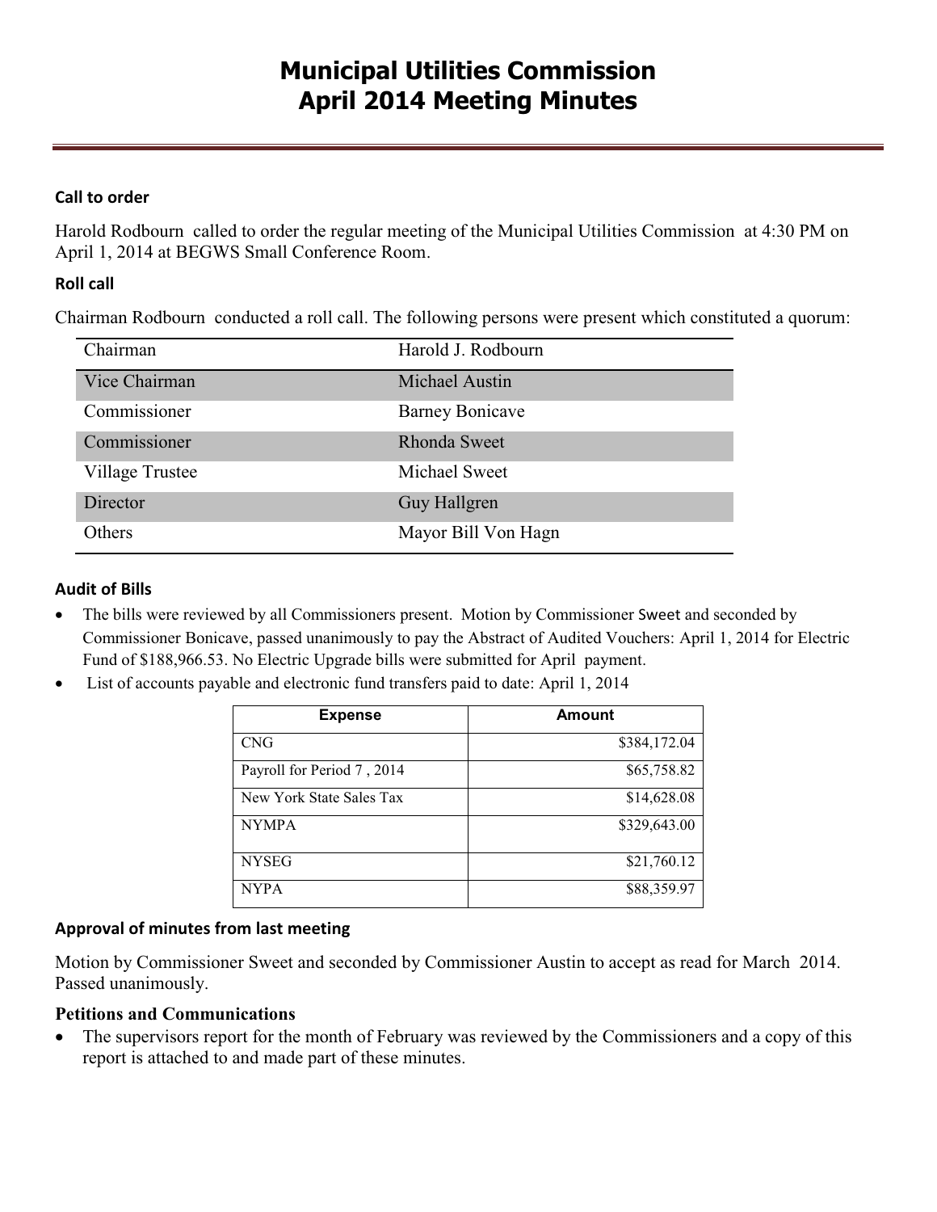# Municipal Utilities Commission
# April 2014 Meeting Minutes

### Call to order

Harold Rodbourn called to order the regular meeting of the Municipal Utilities Commission at 4:30 PM on April 1, 2014 at BEGWS Small Conference Room.

### Roll call

Chairman Rodbourn conducted a roll call. The following persons were present which constituted a quorum:

| | |
|---|---|
| Chairman | Harold J. Rodbourn |
| Vice Chairman | Michael Austin |
| Commissioner | Barney Bonicave |
| Commissioner | Rhonda Sweet |
| Village Trustee | Michael Sweet |
| Director | Guy Hallgren |
| Others | Mayor Bill Von Hagn |

### Audit of Bills

- The bills were reviewed by all Commissioners present. Motion by Commissioner Sweet and seconded by Commissioner Bonicave, passed unanimously to pay the Abstract of Audited Vouchers: April 1, 2014 for Electric Fund of $188,966.53. No Electric Upgrade bills were submitted for April payment.
- List of accounts payable and electronic fund transfers paid to date: April 1, 2014

| Expense | Amount |
|---|---:|
| CNG | $384,172.04 |
| Payroll for Period 7 , 2014 | $65,758.82 |
| New York State Sales Tax | $14,628.08 |
| NYMPA | $329,643.00 |
| NYSEG | $21,760.12 |
| NYPA | $88,359.97 |

### Approval of minutes from last meeting

Motion by Commissioner Sweet and seconded by Commissioner Austin to accept as read for March 2014. Passed unanimously.

### Petitions and Communications

- The supervisors report for the month of February was reviewed by the Commissioners and a copy of this report is attached to and made part of these minutes.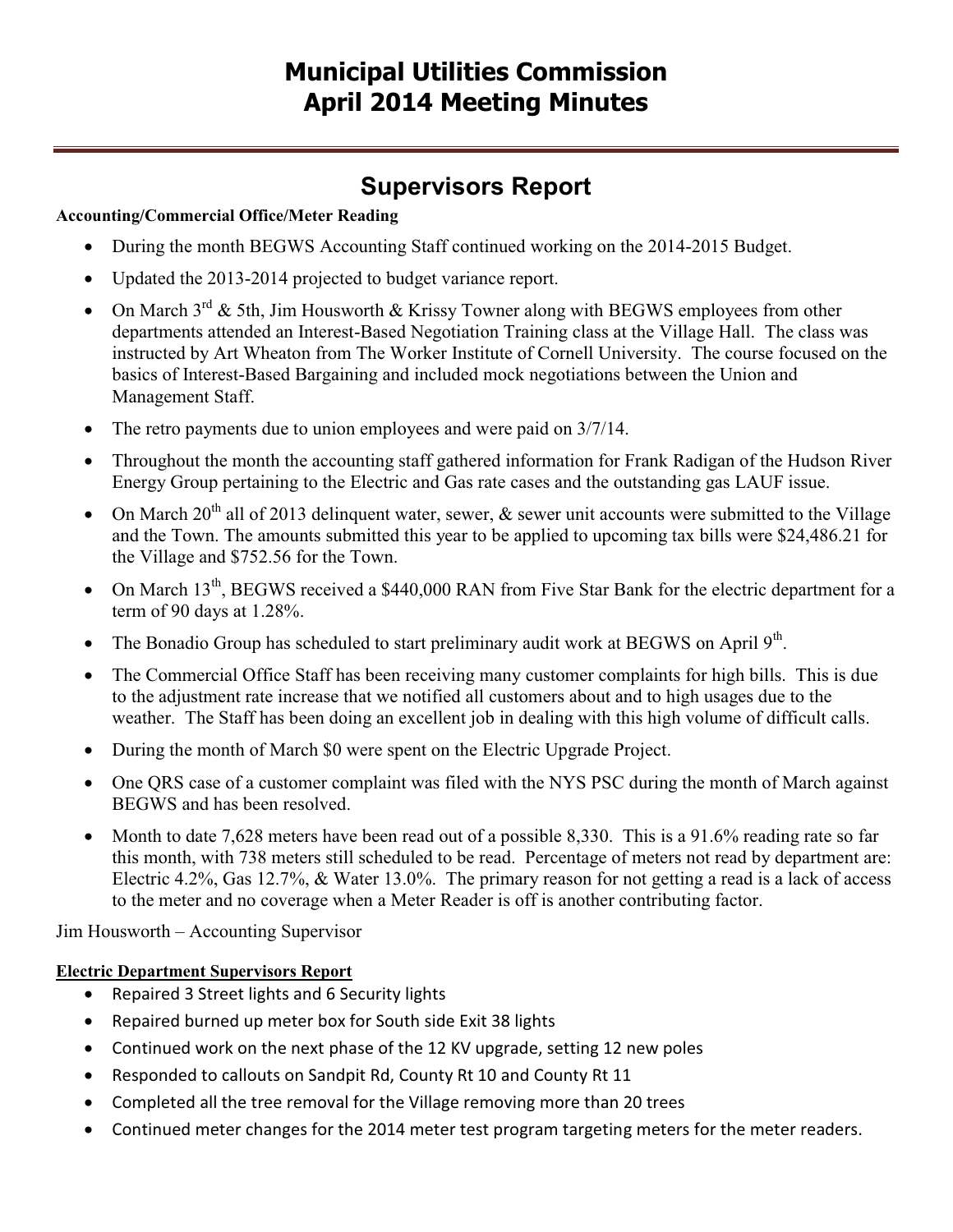# Municipal Utilities Commission
# April 2014 Meeting Minutes

## Supervisors Report

**Accounting/Commercial Office/Meter Reading**

- During the month BEGWS Accounting Staff continued working on the 2014-2015 Budget.
- Updated the 2013-2014 projected to budget variance report.
- On March 3rd & 5th, Jim Housworth & Krissy Towner along with BEGWS employees from other departments attended an Interest-Based Negotiation Training class at the Village Hall. The class was instructed by Art Wheaton from The Worker Institute of Cornell University. The course focused on the basics of Interest-Based Bargaining and included mock negotiations between the Union and Management Staff.
- The retro payments due to union employees and were paid on 3/7/14.
- Throughout the month the accounting staff gathered information for Frank Radigan of the Hudson River Energy Group pertaining to the Electric and Gas rate cases and the outstanding gas LAUF issue.
- On March 20th all of 2013 delinquent water, sewer, & sewer unit accounts were submitted to the Village and the Town. The amounts submitted this year to be applied to upcoming tax bills were $24,486.21 for the Village and $752.56 for the Town.
- On March 13th, BEGWS received a $440,000 RAN from Five Star Bank for the electric department for a term of 90 days at 1.28%.
- The Bonadio Group has scheduled to start preliminary audit work at BEGWS on April 9th.
- The Commercial Office Staff has been receiving many customer complaints for high bills. This is due to the adjustment rate increase that we notified all customers about and to high usages due to the weather. The Staff has been doing an excellent job in dealing with this high volume of difficult calls.
- During the month of March $0 were spent on the Electric Upgrade Project.
- One QRS case of a customer complaint was filed with the NYS PSC during the month of March against BEGWS and has been resolved.
- Month to date 7,628 meters have been read out of a possible 8,330. This is a 91.6% reading rate so far this month, with 738 meters still scheduled to be read. Percentage of meters not read by department are: Electric 4.2%, Gas 12.7%, & Water 13.0%. The primary reason for not getting a read is a lack of access to the meter and no coverage when a Meter Reader is off is another contributing factor.

Jim Housworth – Accounting Supervisor

**Electric Department Supervisors Report**

- Repaired 3 Street lights and 6 Security lights
- Repaired burned up meter box for South side Exit 38 lights
- Continued work on the next phase of the 12 KV upgrade, setting 12 new poles
- Responded to callouts on Sandpit Rd, County Rt 10 and County Rt 11
- Completed all the tree removal for the Village removing more than 20 trees
- Continued meter changes for the 2014 meter test program targeting meters for the meter readers.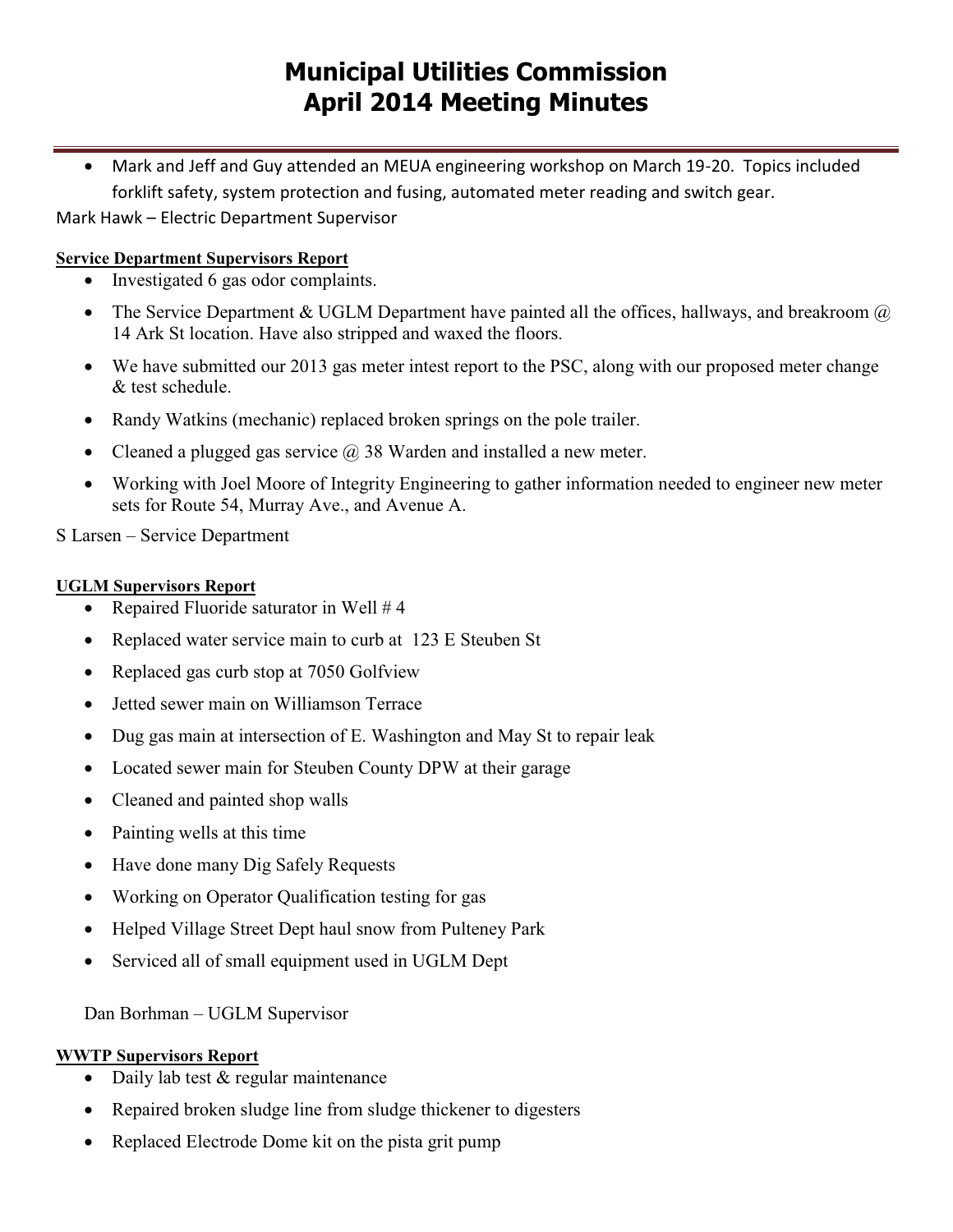# Municipal Utilities Commission
# April 2014 Meeting Minutes

- Mark and Jeff and Guy attended an MEUA engineering workshop on March 19-20. Topics included forklift safety, system protection and fusing, automated meter reading and switch gear.

Mark Hawk – Electric Department Supervisor

**Service Department Supervisors Report**

- Investigated 6 gas odor complaints.
- The Service Department & UGLM Department have painted all the offices, hallways, and breakroom @ 14 Ark St location. Have also stripped and waxed the floors.
- We have submitted our 2013 gas meter intest report to the PSC, along with our proposed meter change & test schedule.
- Randy Watkins (mechanic) replaced broken springs on the pole trailer.
- Cleaned a plugged gas service @ 38 Warden and installed a new meter.
- Working with Joel Moore of Integrity Engineering to gather information needed to engineer new meter sets for Route 54, Murray Ave., and Avenue A.

S Larsen – Service Department

**UGLM Supervisors Report**

- Repaired Fluoride saturator in Well # 4
- Replaced water service main to curb at 123 E Steuben St
- Replaced gas curb stop at 7050 Golfview
- Jetted sewer main on Williamson Terrace
- Dug gas main at intersection of E. Washington and May St to repair leak
- Located sewer main for Steuben County DPW at their garage
- Cleaned and painted shop walls
- Painting wells at this time
- Have done many Dig Safely Requests
- Working on Operator Qualification testing for gas
- Helped Village Street Dept haul snow from Pulteney Park
- Serviced all of small equipment used in UGLM Dept

Dan Borhman – UGLM Supervisor

**WWTP Supervisors Report**

- Daily lab test & regular maintenance
- Repaired broken sludge line from sludge thickener to digesters
- Replaced Electrode Dome kit on the pista grit pump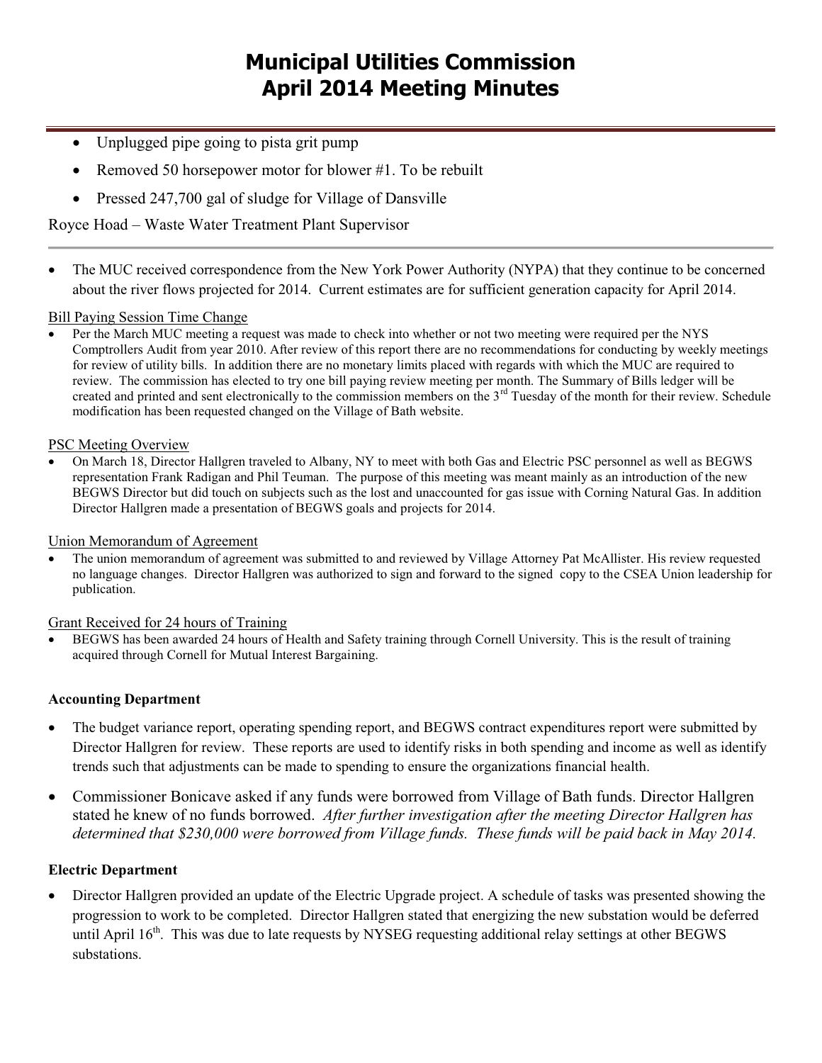- Unplugged pipe going to pista grit pump
- Removed 50 horsepower motor for blower #1. To be rebuilt
- Pressed 247,700 gal of sludge for Village of Dansville

Royce Hoad – Waste Water Treatment Plant Supervisor

---

- The MUC received correspondence from the New York Power Authority (NYPA) that they continue to be concerned about the river flows projected for 2014. Current estimates are for sufficient generation capacity for April 2014.

Bill Paying Session Time Change

- Per the March MUC meeting a request was made to check into whether or not two meeting were required per the NYS Comptrollers Audit from year 2010. After review of this report there are no recommendations for conducting by weekly meetings for review of utility bills. In addition there are no monetary limits placed with regards with which the MUC are required to review. The commission has elected to try one bill paying review meeting per month. The Summary of Bills ledger will be created and printed and sent electronically to the commission members on the 3rd Tuesday of the month for their review. Schedule modification has been requested changed on the Village of Bath website.

PSC Meeting Overview

- On March 18, Director Hallgren traveled to Albany, NY to meet with both Gas and Electric PSC personnel as well as BEGWS representation Frank Radigan and Phil Teuman. The purpose of this meeting was meant mainly as an introduction of the new BEGWS Director but did touch on subjects such as the lost and unaccounted for gas issue with Corning Natural Gas. In addition Director Hallgren made a presentation of BEGWS goals and projects for 2014.

Union Memorandum of Agreement

- The union memorandum of agreement was submitted to and reviewed by Village Attorney Pat McAllister. His review requested no language changes. Director Hallgren was authorized to sign and forward to the signed copy to the CSEA Union leadership for publication.

Grant Received for 24 hours of Training

- BEGWS has been awarded 24 hours of Health and Safety training through Cornell University. This is the result of training acquired through Cornell for Mutual Interest Bargaining.

**Accounting Department**

- The budget variance report, operating spending report, and BEGWS contract expenditures report were submitted by Director Hallgren for review. These reports are used to identify risks in both spending and income as well as identify trends such that adjustments can be made to spending to ensure the organizations financial health.
- Commissioner Bonicave asked if any funds were borrowed from Village of Bath funds. Director Hallgren stated he knew of no funds borrowed. *After further investigation after the meeting Director Hallgren has determined that $230,000 were borrowed from Village funds. These funds will be paid back in May 2014.*

**Electric Department**

- Director Hallgren provided an update of the Electric Upgrade project. A schedule of tasks was presented showing the progression to work to be completed. Director Hallgren stated that energizing the new substation would be deferred until April 16th. This was due to late requests by NYSEG requesting additional relay settings at other BEGWS substations.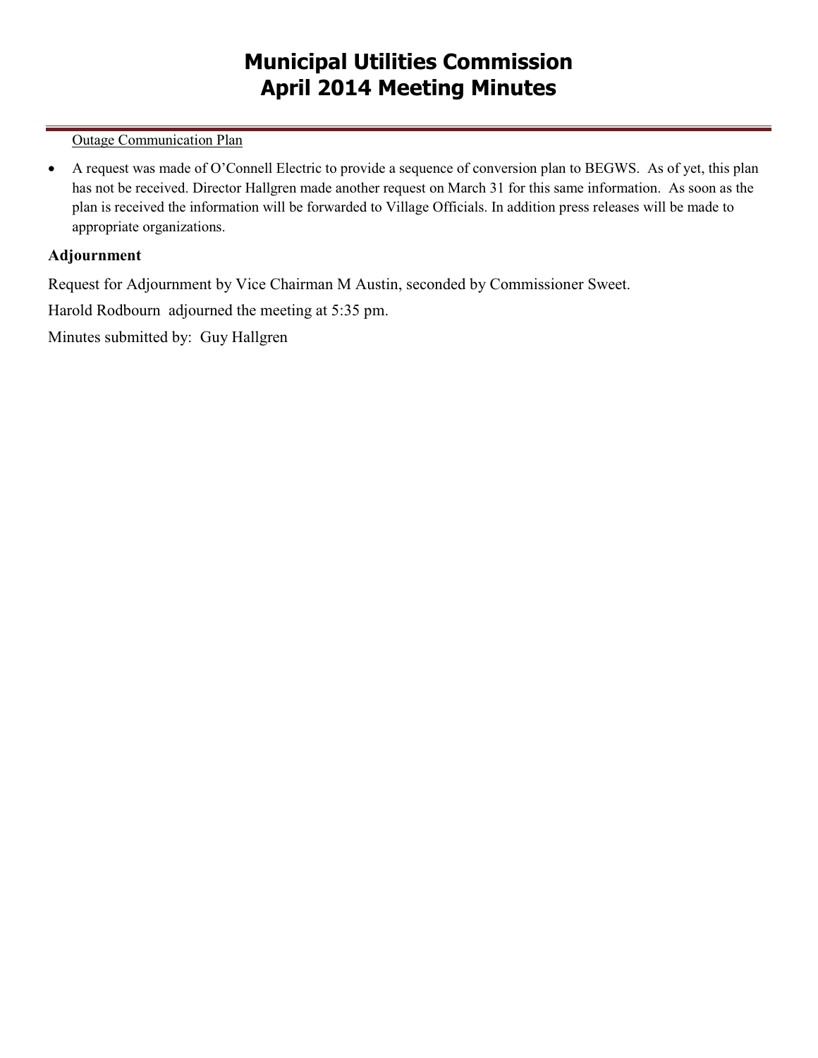Outage Communication Plan

- A request was made of O'Connell Electric to provide a sequence of conversion plan to BEGWS. As of yet, this plan has not be received. Director Hallgren made another request on March 31 for this same information. As soon as the plan is received the information will be forwarded to Village Officials. In addition press releases will be made to appropriate organizations.

### Adjournment

Request for Adjournment by Vice Chairman M Austin, seconded by Commissioner Sweet.

Harold Rodbourn adjourned the meeting at 5:35 pm.

Minutes submitted by: Guy Hallgren